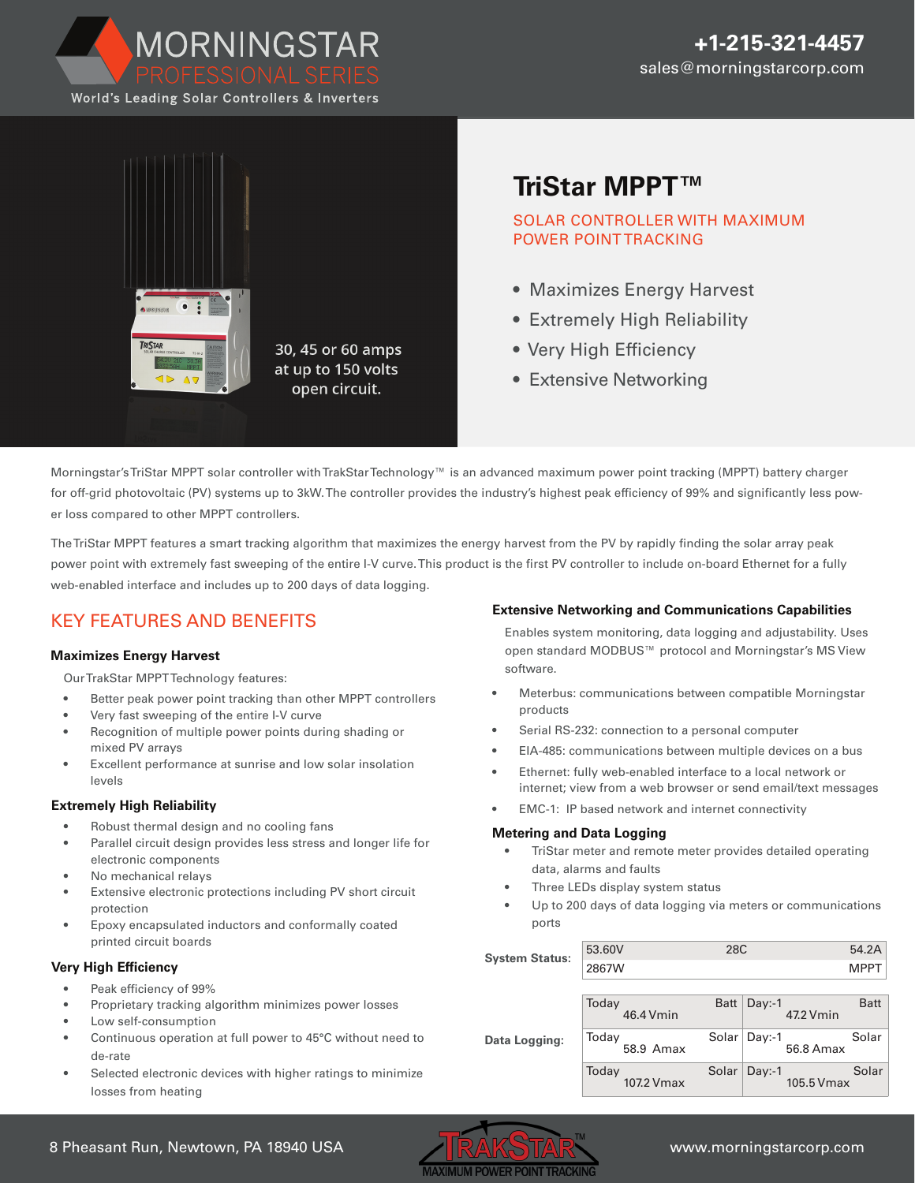MORNINGSTAR
PROFESSIONAL SERIES
World's Leading Solar Controllers & Inverters

+1-215-321-4457
sales@morningstarcorp.com

30, 45 or 60 amps at up to 150 volts open circuit.

# TriStar MPPT™

## SOLAR CONTROLLER WITH MAXIMUM POWER POINT TRACKING

- Maximizes Energy Harvest
- Extremely High Reliability
- Very High Efficiency
- Extensive Networking

Morningstar's TriStar MPPT solar controller with TrakStar Technology™ is an advanced maximum power point tracking (MPPT) battery charger for off-grid photovoltaic (PV) systems up to 3kW. The controller provides the industry's highest peak efficiency of 99% and significantly less power loss compared to other MPPT controllers.

The TriStar MPPT features a smart tracking algorithm that maximizes the energy harvest from the PV by rapidly finding the solar array peak power point with extremely fast sweeping of the entire I-V curve. This product is the first PV controller to include on-board Ethernet for a fully web-enabled interface and includes up to 200 days of data logging.

## KEY FEATURES AND BENEFITS

### Maximizes Energy Harvest

Our TrakStar MPPT Technology features:

- Better peak power point tracking than other MPPT controllers
- Very fast sweeping of the entire I-V curve
- Recognition of multiple power points during shading or mixed PV arrays
- Excellent performance at sunrise and low solar insolation levels

### Extremely High Reliability

- Robust thermal design and no cooling fans
- Parallel circuit design provides less stress and longer life for electronic components
- No mechanical relays
- Extensive electronic protections including PV short circuit protection
- Epoxy encapsulated inductors and conformally coated printed circuit boards

### Very High Efficiency

- Peak efficiency of 99%
- Proprietary tracking algorithm minimizes power losses
- Low self-consumption
- Continuous operation at full power to 45°C without need to de-rate
- Selected electronic devices with higher ratings to minimize losses from heating

### Extensive Networking and Communications Capabilities

Enables system monitoring, data logging and adjustability. Uses open standard MODBUS™ protocol and Morningstar's MS View software.

- Meterbus: communications between compatible Morningstar products
- Serial RS-232: connection to a personal computer
- EIA-485: communications between multiple devices on a bus
- Ethernet: fully web-enabled interface to a local network or internet; view from a web browser or send email/text messages
- EMC-1: IP based network and internet connectivity

### Metering and Data Logging

- TriStar meter and remote meter provides detailed operating data, alarms and faults
- Three LEDs display system status
- Up to 200 days of data logging via meters or communications ports

**System Status:**

| 53.60V | 28C | 54.2A |
|---|---|---|
| 2867W | | MPPT |

**Data Logging:**

| Today | | Day:-1 | |
|---|---|---|---|
| 46.4 Vmin | Batt | 47.2 Vmin | Batt |
| 58.9 Amax | Solar | 56.8 Amax | Solar |
| 107.2 Vmax | Solar | 105.5 Vmax | Solar |

8 Pheasant Run, Newtown, PA 18940 USA

TRAKSTAR™ MAXIMUM POWER POINT TRACKING

www.morningstarcorp.com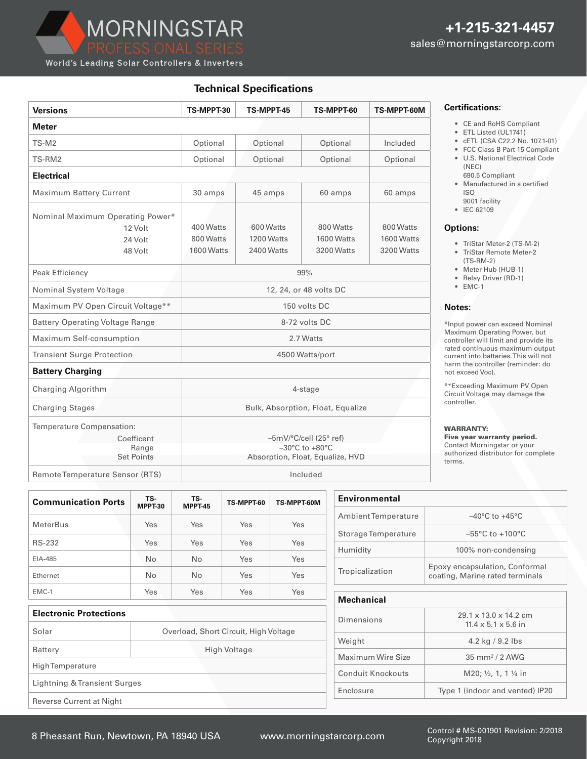## Technical Specifications

| Versions | TS-MPPT-30 | TS-MPPT-45 | TS-MPPT-60 | TS-MPPT-60M |
|---|---|---|---|---|
| **Meter** | | | | |
| TS-M2 | Optional | Optional | Optional | Included |
| TS-RM2 | Optional | Optional | Optional | Optional |
| **Electrical** | | | | |
| Maximum Battery Current | 30 amps | 45 amps | 60 amps | 60 amps |
| Nominal Maximum Operating Power* 12 Volt / 24 Volt / 48 Volt | 400 Watts / 800 Watts / 1600 Watts | 600 Watts / 1200 Watts / 2400 Watts | 800 Watts / 1600 Watts / 3200 Watts | 800 Watts / 1600 Watts / 3200 Watts |
| Peak Efficiency | 99% | | | |
| Nominal System Voltage | 12, 24, or 48 volts DC | | | |
| Maximum PV Open Circuit Voltage** | 150 volts DC | | | |
| Battery Operating Voltage Range | 8-72 volts DC | | | |
| Maximum Self-consumption | 2.7 Watts | | | |
| Transient Surge Protection | 4500 Watts/port | | | |
| **Battery Charging** | | | | |
| Charging Algorithm | 4-stage | | | |
| Charging Stages | Bulk, Absorption, Float, Equalize | | | |
| Temperature Compensation: Coefficent / Range / Set Points | –5mV/°C/cell (25° ref) / –30°C to +80°C / Absorption, Float, Equalize, HVD | | | |
| Remote Temperature Sensor (RTS) | Included | | | |

### Certifications:

- CE and RoHS Compliant
- ETL Listed (UL1741)
- cETL (CSA C22.2 No. 107.1-01)
- FCC Class B Part 15 Compliant
- U.S. National Electrical Code (NEC) 690.5 Compliant
- Manufactured in a certified ISO 9001 facility
- IEC 62109

### Options:

- TriStar Meter-2 (TS-M-2)
- TriStar Remote Meter-2 (TS-RM-2)
- Meter Hub (HUB-1)
- Relay Driver (RD-1)
- EMC-1

### Notes:

*Input power can exceed Nominal Maximum Operating Power, but controller will limit and provide its rated continuous maximum output current into batteries. This will not harm the controller (reminder: do not exceed Voc).

**Exceeding Maximum PV Open Circuit Voltage may damage the controller.

**WARRANTY:**
**Five year warranty period.**
Contact Morningstar or your authorized distributor for complete terms.

| Communication Ports | TS-MPPT-30 | TS-MPPT-45 | TS-MPPT-60 | TS-MPPT-60M |
|---|---|---|---|---|
| MeterBus | Yes | Yes | Yes | Yes |
| RS-232 | Yes | Yes | Yes | Yes |
| EIA-485 | No | No | Yes | Yes |
| Ethernet | No | No | Yes | Yes |
| EMC-1 | Yes | Yes | Yes | Yes |

| Electronic Protections | |
|---|---|
| Solar | Overload, Short Circuit, High Voltage |
| Battery | High Voltage |
| High Temperature | |
| Lightning & Transient Surges | |
| Reverse Current at Night | |

| Environmental | |
|---|---|
| Ambient Temperature | –40°C to +45°C |
| Storage Temperature | –55°C to +100°C |
| Humidity | 100% non-condensing |
| Tropicalization | Epoxy encapsulation, Conformal coating, Marine rated terminals |

| Mechanical | |
|---|---|
| Dimensions | 29.1 x 13.0 x 14.2 cm / 11.4 x 5.1 x 5.6 in |
| Weight | 4.2 kg / 9.2 lbs |
| Maximum Wire Size | 35 mm² / 2 AWG |
| Conduit Knockouts | M20; ½, 1, 1 ¼ in |
| Enclosure | Type 1 (indoor and vented) IP20 |

8 Pheasant Run, Newtown, PA 18940 USA    www.morningstarcorp.com    Control # MS-001901 Revision: 2/2018 Copyright 2018